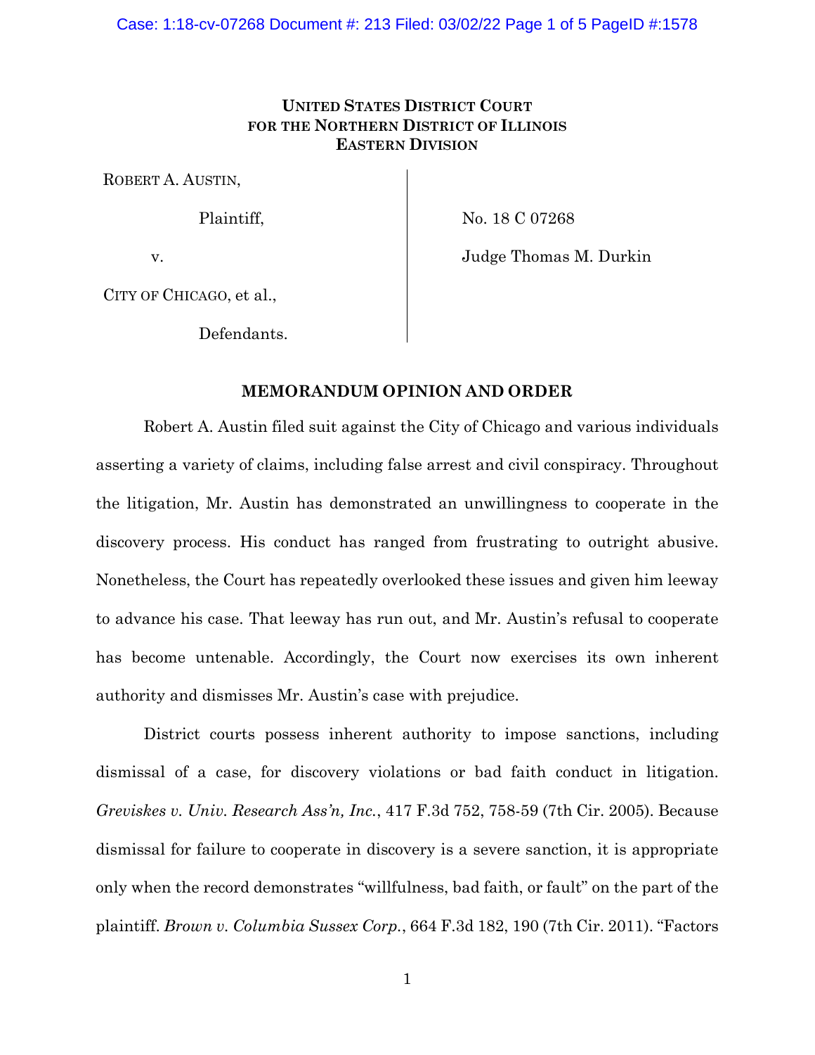**UNITED STATES DISTRICT COURT**
**FOR THE NORTHERN DISTRICT OF ILLINOIS**
**EASTERN DIVISION**

| | |
|---|---|
| ROBERT A. AUSTIN,<br><br>Plaintiff,<br><br>v.<br><br>CITY OF CHICAGO, et al.,<br><br>Defendants. | No. 18 C 07268<br><br>Judge Thomas M. Durkin |

## MEMORANDUM OPINION AND ORDER

Robert A. Austin filed suit against the City of Chicago and various individuals asserting a variety of claims, including false arrest and civil conspiracy. Throughout the litigation, Mr. Austin has demonstrated an unwillingness to cooperate in the discovery process. His conduct has ranged from frustrating to outright abusive. Nonetheless, the Court has repeatedly overlooked these issues and given him leeway to advance his case. That leeway has run out, and Mr. Austin's refusal to cooperate has become untenable. Accordingly, the Court now exercises its own inherent authority and dismisses Mr. Austin's case with prejudice.

District courts possess inherent authority to impose sanctions, including dismissal of a case, for discovery violations or bad faith conduct in litigation. *Greviskes v. Univ. Research Ass'n, Inc.*, 417 F.3d 752, 758-59 (7th Cir. 2005). Because dismissal for failure to cooperate in discovery is a severe sanction, it is appropriate only when the record demonstrates "willfulness, bad faith, or fault" on the part of the plaintiff. *Brown v. Columbia Sussex Corp.*, 664 F.3d 182, 190 (7th Cir. 2011). "Factors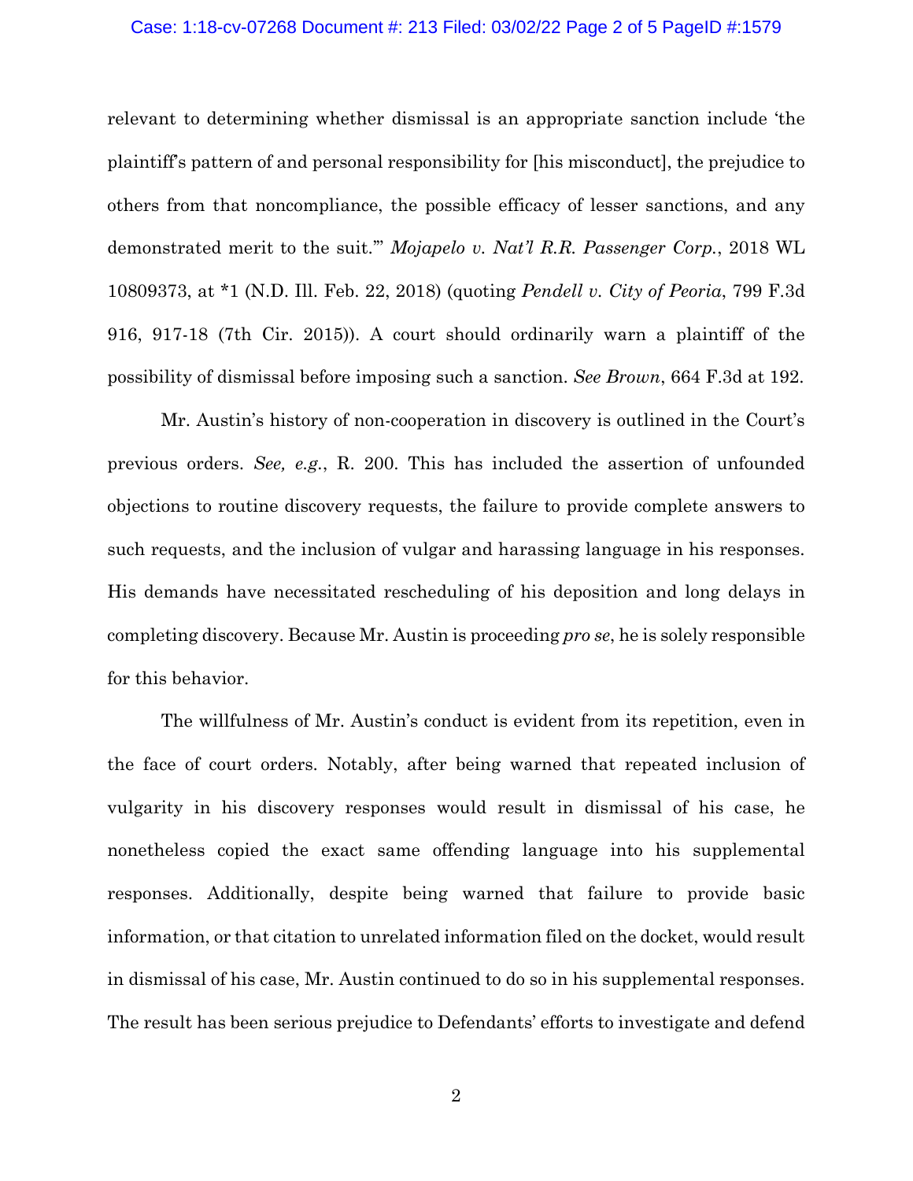relevant to determining whether dismissal is an appropriate sanction include 'the plaintiff's pattern of and personal responsibility for [his misconduct], the prejudice to others from that noncompliance, the possible efficacy of lesser sanctions, and any demonstrated merit to the suit.'" *Mojapelo v. Nat'l R.R. Passenger Corp.*, 2018 WL 10809373, at *1 (N.D. Ill. Feb. 22, 2018) (quoting *Pendell v. City of Peoria*, 799 F.3d 916, 917-18 (7th Cir. 2015)). A court should ordinarily warn a plaintiff of the possibility of dismissal before imposing such a sanction. *See Brown*, 664 F.3d at 192.

Mr. Austin's history of non-cooperation in discovery is outlined in the Court's previous orders. *See, e.g.*, R. 200. This has included the assertion of unfounded objections to routine discovery requests, the failure to provide complete answers to such requests, and the inclusion of vulgar and harassing language in his responses. His demands have necessitated rescheduling of his deposition and long delays in completing discovery. Because Mr. Austin is proceeding *pro se*, he is solely responsible for this behavior.

The willfulness of Mr. Austin's conduct is evident from its repetition, even in the face of court orders. Notably, after being warned that repeated inclusion of vulgarity in his discovery responses would result in dismissal of his case, he nonetheless copied the exact same offending language into his supplemental responses. Additionally, despite being warned that failure to provide basic information, or that citation to unrelated information filed on the docket, would result in dismissal of his case, Mr. Austin continued to do so in his supplemental responses. The result has been serious prejudice to Defendants' efforts to investigate and defend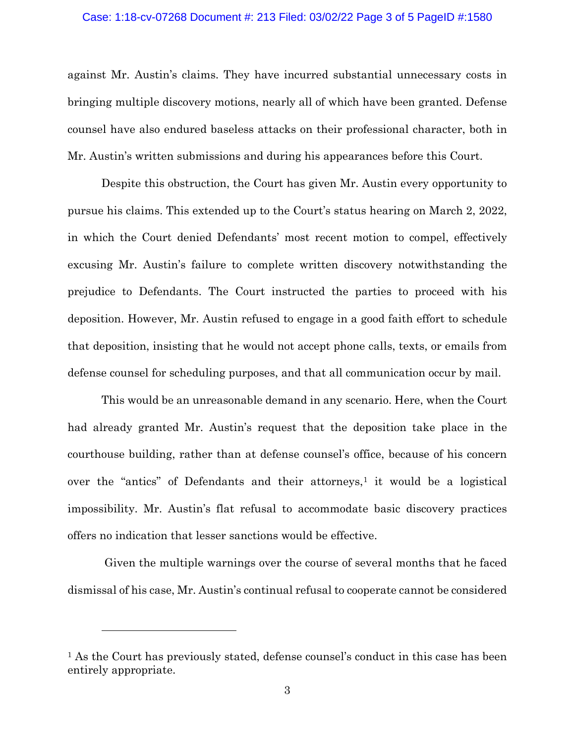against Mr. Austin's claims. They have incurred substantial unnecessary costs in bringing multiple discovery motions, nearly all of which have been granted. Defense counsel have also endured baseless attacks on their professional character, both in Mr. Austin's written submissions and during his appearances before this Court.

Despite this obstruction, the Court has given Mr. Austin every opportunity to pursue his claims. This extended up to the Court's status hearing on March 2, 2022, in which the Court denied Defendants' most recent motion to compel, effectively excusing Mr. Austin's failure to complete written discovery notwithstanding the prejudice to Defendants. The Court instructed the parties to proceed with his deposition. However, Mr. Austin refused to engage in a good faith effort to schedule that deposition, insisting that he would not accept phone calls, texts, or emails from defense counsel for scheduling purposes, and that all communication occur by mail.

This would be an unreasonable demand in any scenario. Here, when the Court had already granted Mr. Austin's request that the deposition take place in the courthouse building, rather than at defense counsel's office, because of his concern over the "antics" of Defendants and their attorneys,[1] it would be a logistical impossibility. Mr. Austin's flat refusal to accommodate basic discovery practices offers no indication that lesser sanctions would be effective.

Given the multiple warnings over the course of several months that he faced dismissal of his case, Mr. Austin's continual refusal to cooperate cannot be considered

---

[1] As the Court has previously stated, defense counsel's conduct in this case has been entirely appropriate.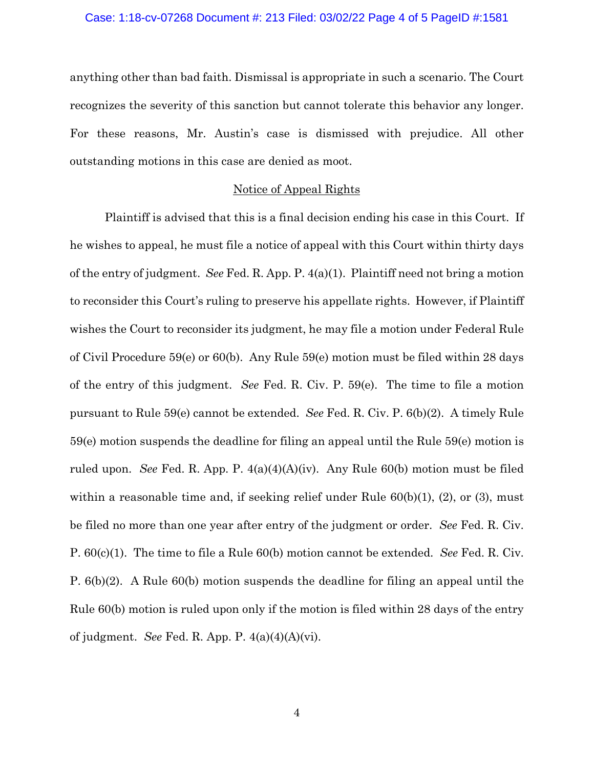anything other than bad faith. Dismissal is appropriate in such a scenario. The Court recognizes the severity of this sanction but cannot tolerate this behavior any longer. For these reasons, Mr. Austin's case is dismissed with prejudice. All other outstanding motions in this case are denied as moot.

## Notice of Appeal Rights

Plaintiff is advised that this is a final decision ending his case in this Court. If he wishes to appeal, he must file a notice of appeal with this Court within thirty days of the entry of judgment. *See* Fed. R. App. P. 4(a)(1). Plaintiff need not bring a motion to reconsider this Court's ruling to preserve his appellate rights. However, if Plaintiff wishes the Court to reconsider its judgment, he may file a motion under Federal Rule of Civil Procedure 59(e) or 60(b). Any Rule 59(e) motion must be filed within 28 days of the entry of this judgment. *See* Fed. R. Civ. P. 59(e). The time to file a motion pursuant to Rule 59(e) cannot be extended. *See* Fed. R. Civ. P. 6(b)(2). A timely Rule 59(e) motion suspends the deadline for filing an appeal until the Rule 59(e) motion is ruled upon. *See* Fed. R. App. P. 4(a)(4)(A)(iv). Any Rule 60(b) motion must be filed within a reasonable time and, if seeking relief under Rule 60(b)(1), (2), or (3), must be filed no more than one year after entry of the judgment or order. *See* Fed. R. Civ. P. 60(c)(1). The time to file a Rule 60(b) motion cannot be extended. *See* Fed. R. Civ. P. 6(b)(2). A Rule 60(b) motion suspends the deadline for filing an appeal until the Rule 60(b) motion is ruled upon only if the motion is filed within 28 days of the entry of judgment. *See* Fed. R. App. P. 4(a)(4)(A)(vi).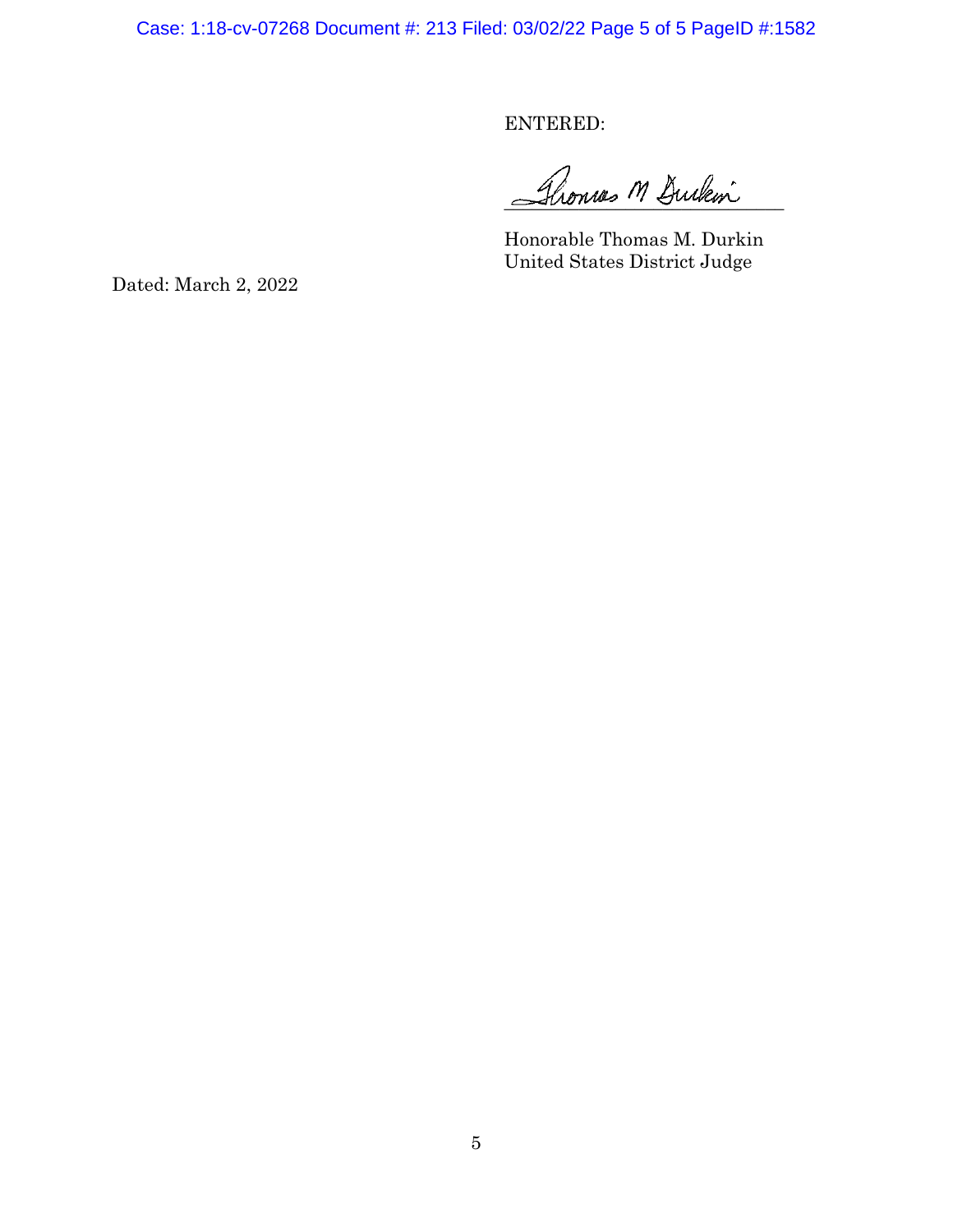ENTERED:

Thomas M Durkin

Honorable Thomas M. Durkin
United States District Judge

Dated: March 2, 2022